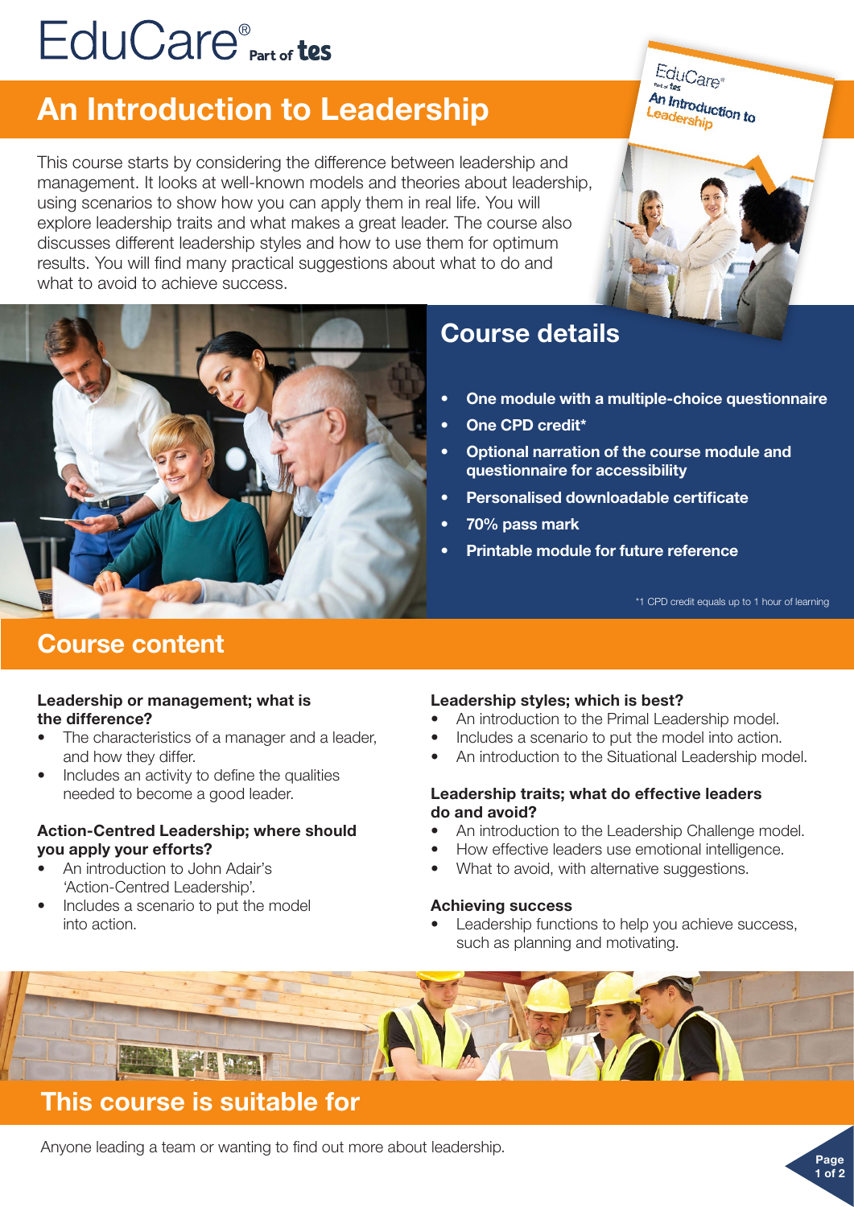EduCare® Part of tes

# An Introduction to Leadership

This course starts by considering the difference between leadership and management. It looks at well-known models and theories about leadership, using scenarios to show how you can apply them in real life. You will explore leadership traits and what makes a great leader. The course also discusses different leadership styles and how to use them for optimum results. You will find many practical suggestions about what to do and what to avoid to achieve success.

## Course details

- **One module with a multiple-choice questionnaire**
- **One CPD credit***
- **Optional narration of the course module and questionnaire for accessibility**
- **Personalised downloadable certificate**
- **70% pass mark**
- **Printable module for future reference**

*1 CPD credit equals up to 1 hour of learning

## Course content

**Leadership or management; what is the difference?**

- The characteristics of a manager and a leader, and how they differ.
- Includes an activity to define the qualities needed to become a good leader.

**Action-Centred Leadership; where should you apply your efforts?**

- An introduction to John Adair's 'Action-Centred Leadership'.
- Includes a scenario to put the model into action.

**Leadership styles; which is best?**

- An introduction to the Primal Leadership model.
- Includes a scenario to put the model into action.
- An introduction to the Situational Leadership model.

**Leadership traits; what do effective leaders do and avoid?**

- An introduction to the Leadership Challenge model.
- How effective leaders use emotional intelligence.
- What to avoid, with alternative suggestions.

**Achieving success**

- Leadership functions to help you achieve success, such as planning and motivating.

## This course is suitable for

Anyone leading a team or wanting to find out more about leadership.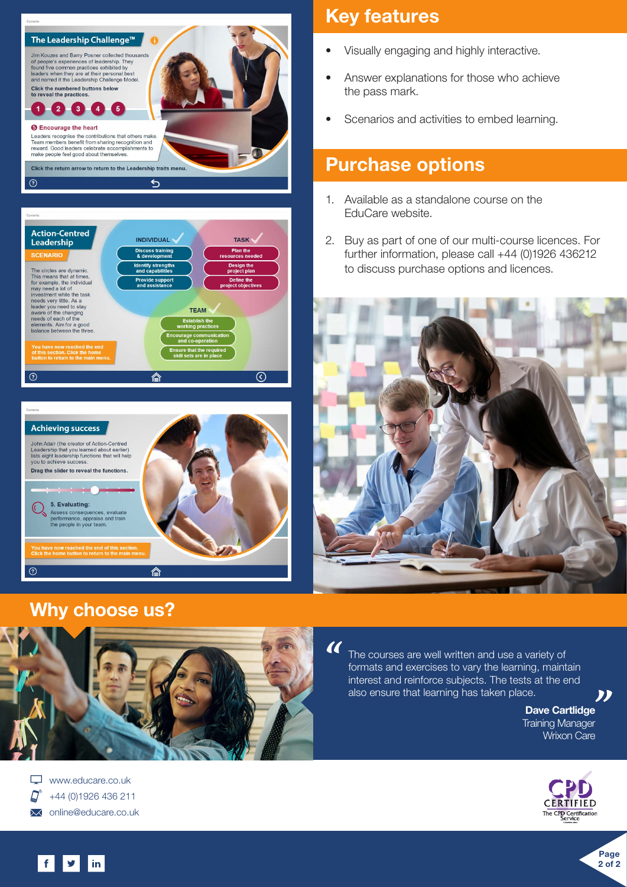## Key features

- Visually engaging and highly interactive.
- Answer explanations for those who achieve the pass mark.
- Scenarios and activities to embed learning.

## Purchase options

1. Available as a standalone course on the EduCare website.
2. Buy as part of one of our multi-course licences. For further information, please call +44 (0)1926 436212 to discuss purchase options and licences.

## Why choose us?

> "The courses are well written and use a variety of formats and exercises to vary the learning, maintain interest and reinforce subjects. The tests at the end also ensure that learning has taken place."

**Dave Cartlidge**
Training Manager
Wrixon Care

www.educare.co.uk
+44 (0)1926 436 211
online@educare.co.uk